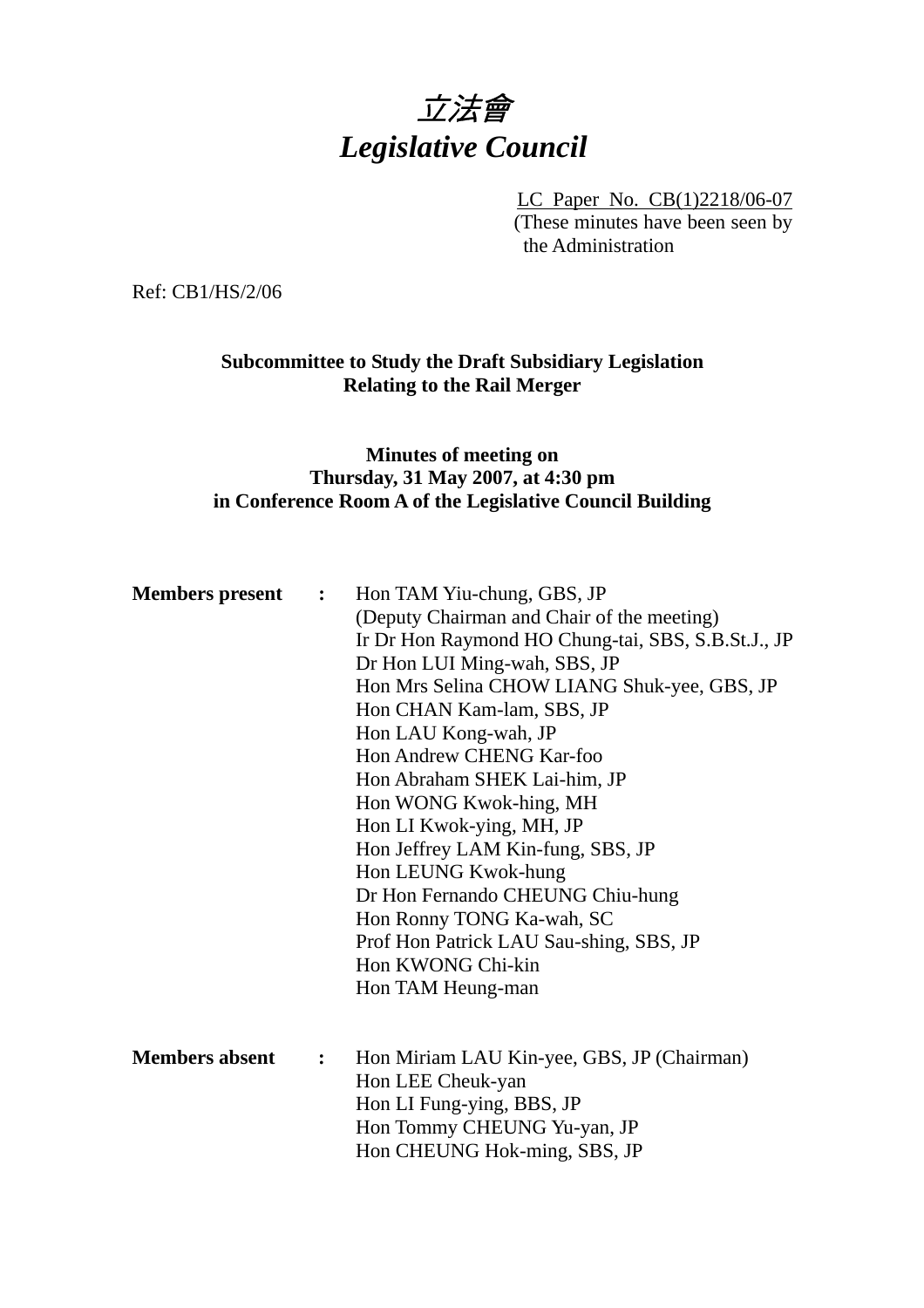# *立法會*
# *Legislative Council*

LC Paper No. CB(1)2218/06-07
(These minutes have been seen by the Administration

Ref: CB1/HS/2/06

**Subcommittee to Study the Draft Subsidiary Legislation Relating to the Rail Merger**

**Minutes of meeting on**
**Thursday, 31 May 2007, at 4:30 pm**
**in Conference Room A of the Legislative Council Building**

**Members present :**

Hon TAM Yiu-chung, GBS, JP
(Deputy Chairman and Chair of the meeting)
Ir Dr Hon Raymond HO Chung-tai, SBS, S.B.St.J., JP
Dr Hon LUI Ming-wah, SBS, JP
Hon Mrs Selina CHOW LIANG Shuk-yee, GBS, JP
Hon CHAN Kam-lam, SBS, JP
Hon LAU Kong-wah, JP
Hon Andrew CHENG Kar-foo
Hon Abraham SHEK Lai-him, JP
Hon WONG Kwok-hing, MH
Hon LI Kwok-ying, MH, JP
Hon Jeffrey LAM Kin-fung, SBS, JP
Hon LEUNG Kwok-hung
Dr Hon Fernando CHEUNG Chiu-hung
Hon Ronny TONG Ka-wah, SC
Prof Hon Patrick LAU Sau-shing, SBS, JP
Hon KWONG Chi-kin
Hon TAM Heung-man

**Members absent :**

Hon Miriam LAU Kin-yee, GBS, JP (Chairman)
Hon LEE Cheuk-yan
Hon LI Fung-ying, BBS, JP
Hon Tommy CHEUNG Yu-yan, JP
Hon CHEUNG Hok-ming, SBS, JP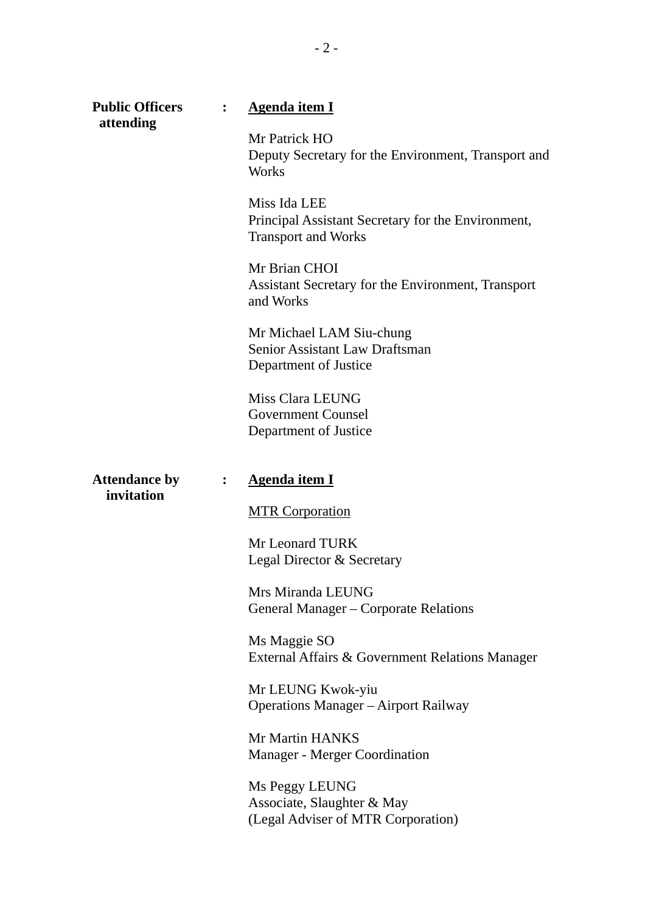**Public Officers attending** : <u>**Agenda item I**</u>

Mr Patrick HO
Deputy Secretary for the Environment, Transport and Works

Miss Ida LEE
Principal Assistant Secretary for the Environment, Transport and Works

Mr Brian CHOI
Assistant Secretary for the Environment, Transport and Works

Mr Michael LAM Siu-chung
Senior Assistant Law Draftsman
Department of Justice

Miss Clara LEUNG
Government Counsel
Department of Justice

**Attendance by invitation** : <u>**Agenda item I**</u>

<u>MTR Corporation</u>

Mr Leonard TURK
Legal Director & Secretary

Mrs Miranda LEUNG
General Manager – Corporate Relations

Ms Maggie SO
External Affairs & Government Relations Manager

Mr LEUNG Kwok-yiu
Operations Manager – Airport Railway

Mr Martin HANKS
Manager - Merger Coordination

Ms Peggy LEUNG
Associate, Slaughter & May
(Legal Adviser of MTR Corporation)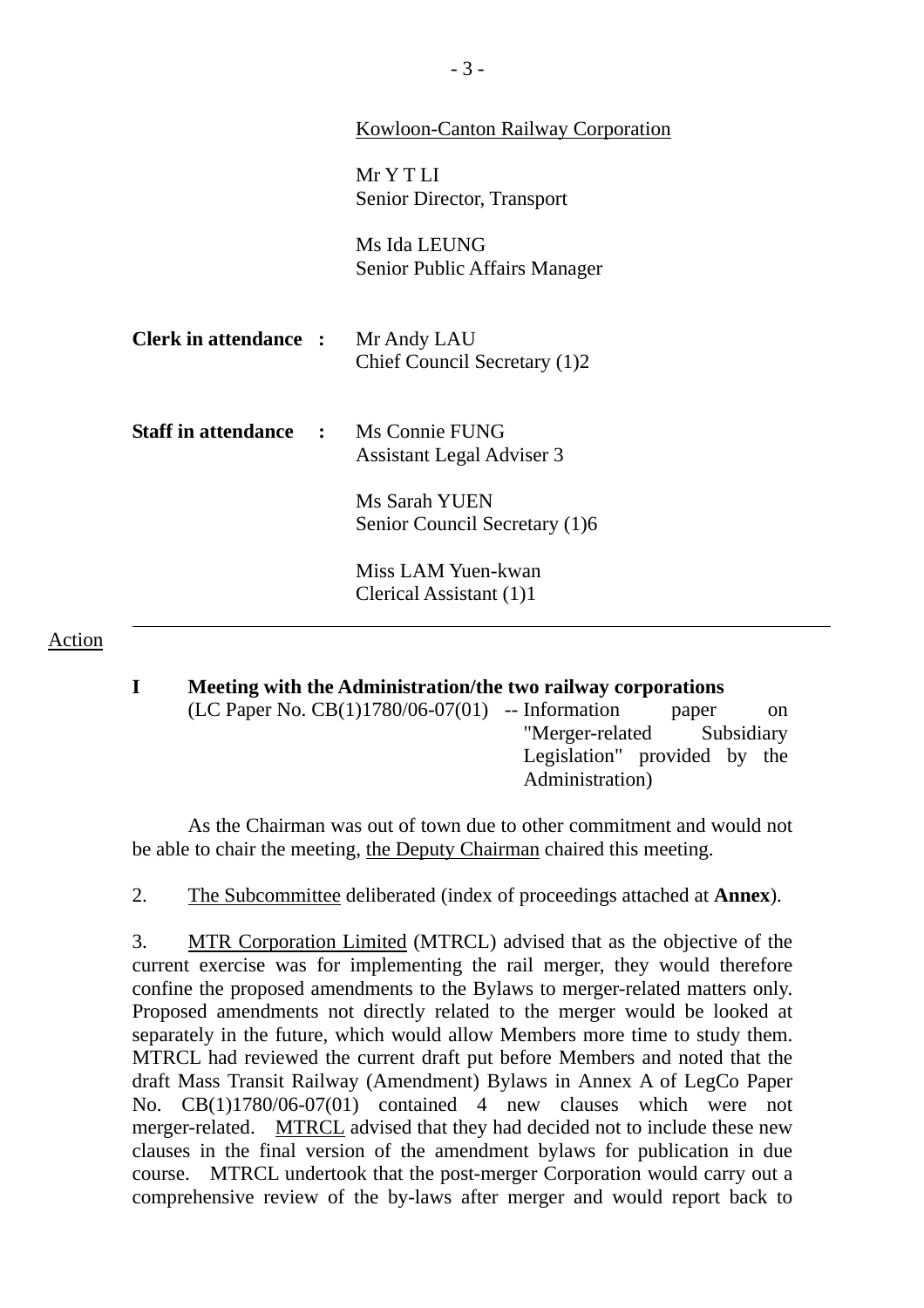<u>Kowloon-Canton Railway Corporation</u>

Mr Y T LI
Senior Director, Transport

Ms Ida LEUNG
Senior Public Affairs Manager

**Clerk in attendance :** Mr Andy LAU
Chief Council Secretary (1)2

**Staff in attendance :** Ms Connie FUNG
Assistant Legal Adviser 3

Ms Sarah YUEN
Senior Council Secretary (1)6

Miss LAM Yuen-kwan
Clerical Assistant (1)1

---

Action

**I Meeting with the Administration/the two railway corporations**

(LC Paper No. CB(1)1780/06-07(01) -- Information paper on "Merger-related Subsidiary Legislation" provided by the Administration)

As the Chairman was out of town due to other commitment and would not be able to chair the meeting, the Deputy Chairman chaired this meeting.

2. The Subcommittee deliberated (index of proceedings attached at **Annex**).

3. MTR Corporation Limited (MTRCL) advised that as the objective of the current exercise was for implementing the rail merger, they would therefore confine the proposed amendments to the Bylaws to merger-related matters only. Proposed amendments not directly related to the merger would be looked at separately in the future, which would allow Members more time to study them. MTRCL had reviewed the current draft put before Members and noted that the draft Mass Transit Railway (Amendment) Bylaws in Annex A of LegCo Paper No. CB(1)1780/06-07(01) contained 4 new clauses which were not merger-related. MTRCL advised that they had decided not to include these new clauses in the final version of the amendment bylaws for publication in due course. MTRCL undertook that the post-merger Corporation would carry out a comprehensive review of the by-laws after merger and would report back to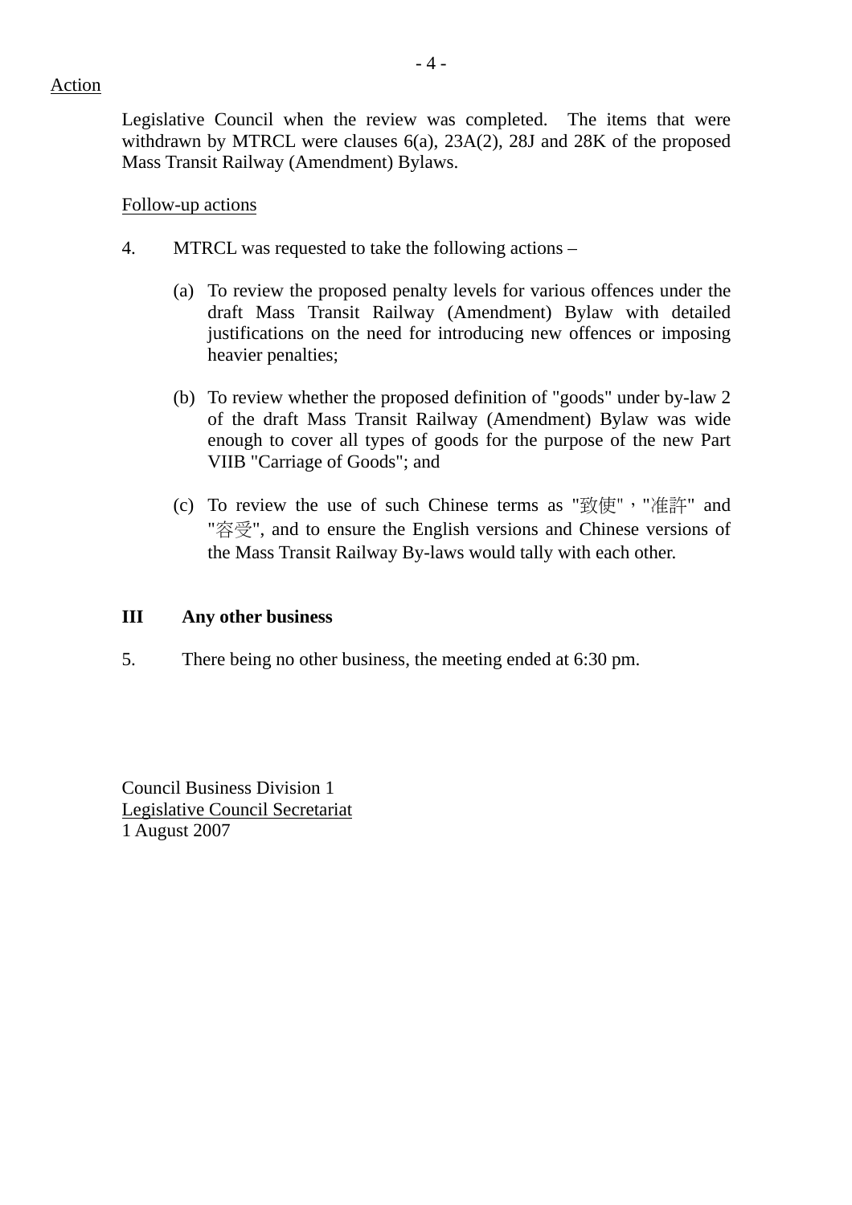Action

Legislative Council when the review was completed. The items that were withdrawn by MTRCL were clauses 6(a), 23A(2), 28J and 28K of the proposed Mass Transit Railway (Amendment) Bylaws.

Follow-up actions

4. MTRCL was requested to take the following actions –

(a) To review the proposed penalty levels for various offences under the draft Mass Transit Railway (Amendment) Bylaw with detailed justifications on the need for introducing new offences or imposing heavier penalties;

(b) To review whether the proposed definition of "goods" under by-law 2 of the draft Mass Transit Railway (Amendment) Bylaw was wide enough to cover all types of goods for the purpose of the new Part VIIB "Carriage of Goods"; and

(c) To review the use of such Chinese terms as "致使"，"准許" and "容受", and to ensure the English versions and Chinese versions of the Mass Transit Railway By-laws would tally with each other.

**III Any other business**

5. There being no other business, the meeting ended at 6:30 pm.

Council Business Division 1
Legislative Council Secretariat
1 August 2007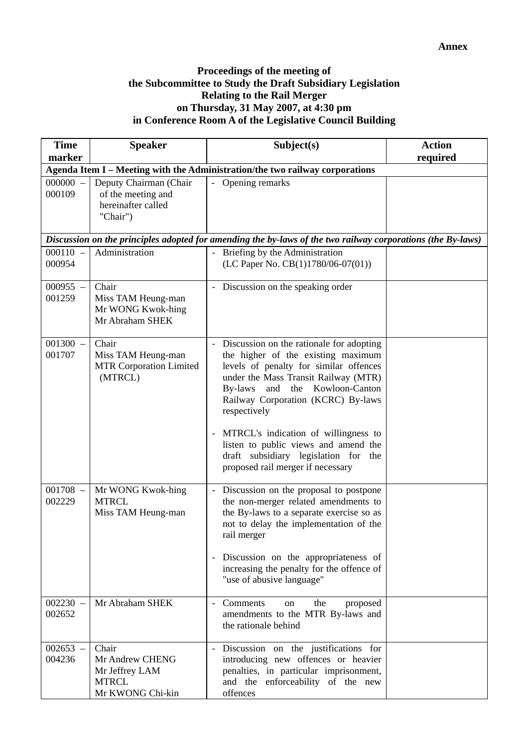**Annex**

**Proceedings of the meeting of**
**the Subcommittee to Study the Draft Subsidiary Legislation**
**Relating to the Rail Merger**
**on Thursday, 31 May 2007, at 4:30 pm**
**in Conference Room A of the Legislative Council Building**

| Time marker | Speaker | Subject(s) | Action required |
|---|---|---|---|
| **Agenda Item I – Meeting with the Administration/the two railway corporations** | | | |
| 000000 – 000109 | Deputy Chairman (Chair of the meeting and hereinafter called "Chair") | - Opening remarks | |
| ***Discussion on the principles adopted for amending the by-laws of the two railway corporations (the By-laws)*** | | | |
| 000110 – 000954 | Administration | - Briefing by the Administration (LC Paper No. CB(1)1780/06-07(01)) | |
| 000955 – 001259 | Chair<br>Miss TAM Heung-man<br>Mr WONG Kwok-hing<br>Mr Abraham SHEK | - Discussion on the speaking order | |
| 001300 – 001707 | Chair<br>Miss TAM Heung-man<br>MTR Corporation Limited (MTRCL) | - Discussion on the rationale for adopting the higher of the existing maximum levels of penalty for similar offences under the Mass Transit Railway (MTR) By-laws and the Kowloon-Canton Railway Corporation (KCRC) By-laws respectively<br><br>- MTRCL's indication of willingness to listen to public views and amend the draft subsidiary legislation for the proposed rail merger if necessary | |
| 001708 – 002229 | Mr WONG Kwok-hing<br>MTRCL<br>Miss TAM Heung-man | - Discussion on the proposal to postpone the non-merger related amendments to the By-laws to a separate exercise so as not to delay the implementation of the rail merger<br><br>- Discussion on the appropriateness of increasing the penalty for the offence of "use of abusive language" | |
| 002230 – 002652 | Mr Abraham SHEK | - Comments on the proposed amendments to the MTR By-laws and the rationale behind | |
| 002653 – 004236 | Chair<br>Mr Andrew CHENG<br>Mr Jeffrey LAM<br>MTRCL<br>Mr KWONG Chi-kin | - Discussion on the justifications for introducing new offences or heavier penalties, in particular imprisonment, and the enforceability of the new offences | |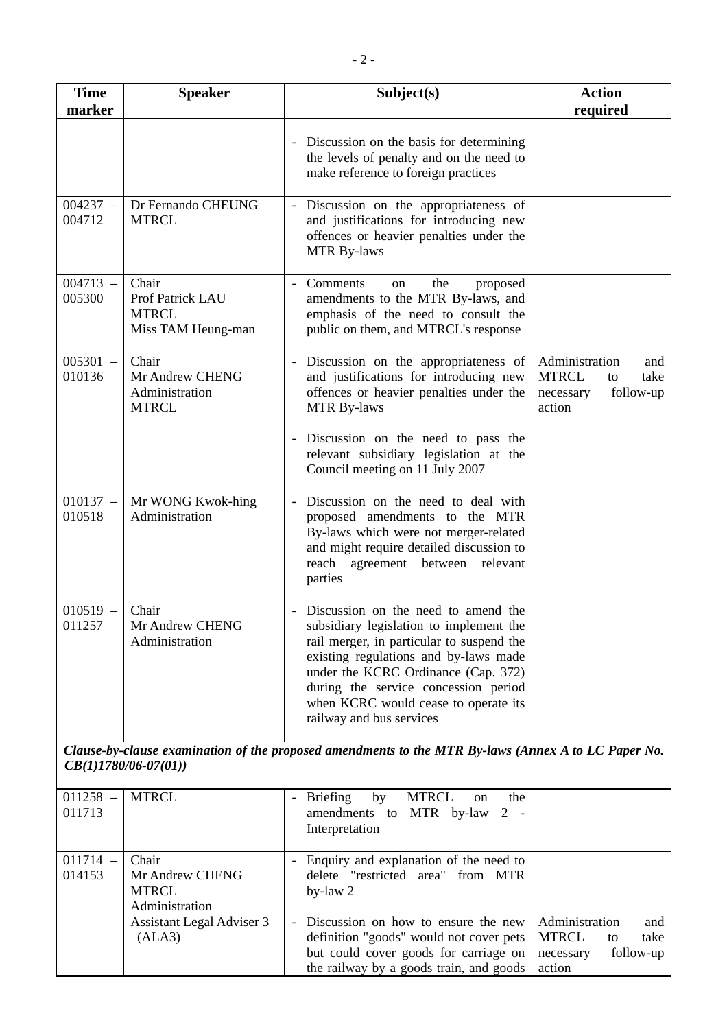| Time marker | Speaker | Subject(s) | Action required |
|---|---|---|---|
| | | - Discussion on the basis for determining the levels of penalty and on the need to make reference to foreign practices | |
| 004237 – 004712 | Dr Fernando CHEUNG<br>MTRCL | - Discussion on the appropriateness of and justifications for introducing new offences or heavier penalties under the MTR By-laws | |
| 004713 – 005300 | Chair<br>Prof Patrick LAU<br>MTRCL<br>Miss TAM Heung-man | - Comments on the proposed amendments to the MTR By-laws, and emphasis of the need to consult the public on them, and MTRCL's response | |
| 005301 – 010136 | Chair<br>Mr Andrew CHENG<br>Administration<br>MTRCL | - Discussion on the appropriateness of and justifications for introducing new offences or heavier penalties under the MTR By-laws<br>- Discussion on the need to pass the relevant subsidiary legislation at the Council meeting on 11 July 2007 | Administration and MTRCL to take necessary follow-up action |
| 010137 – 010518 | Mr WONG Kwok-hing<br>Administration | - Discussion on the need to deal with proposed amendments to the MTR By-laws which were not merger-related and might require detailed discussion to reach agreement between relevant parties | |
| 010519 – 011257 | Chair<br>Mr Andrew CHENG<br>Administration | - Discussion on the need to amend the subsidiary legislation to implement the rail merger, in particular to suspend the existing regulations and by-laws made under the KCRC Ordinance (Cap. 372) during the service concession period when KCRC would cease to operate its railway and bus services | |
| ***Clause-by-clause examination of the proposed amendments to the MTR By-laws (Annex A to LC Paper No. CB(1)1780/06-07(01))*** | | | |
| 011258 – 011713 | MTRCL | - Briefing by MTRCL on the amendments to MTR by-law 2 - Interpretation | |
| 011714 – 014153 | Chair<br>Mr Andrew CHENG<br>MTRCL<br>Administration<br>Assistant Legal Adviser 3 (ALA3) | - Enquiry and explanation of the need to delete "restricted area" from MTR by-law 2<br>- Discussion on how to ensure the new definition "goods" would not cover pets but could cover goods for carriage on the railway by a goods train, and goods | Administration and MTRCL to take necessary follow-up action |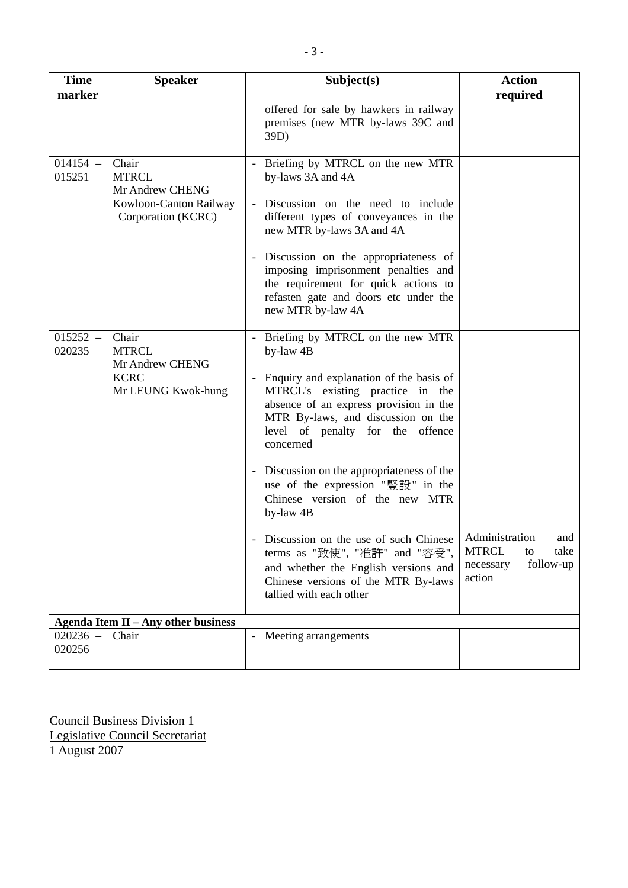| Time marker | Speaker | Subject(s) | Action required |
|---|---|---|---|
| | | offered for sale by hawkers in railway premises (new MTR by-laws 39C and 39D) | |
| 014154 – 015251 | Chair<br>MTRCL<br>Mr Andrew CHENG<br>Kowloon-Canton Railway Corporation (KCRC) | - Briefing by MTRCL on the new MTR by-laws 3A and 4A<br><br>- Discussion on the need to include different types of conveyances in the new MTR by-laws 3A and 4A<br><br>- Discussion on the appropriateness of imposing imprisonment penalties and the requirement for quick actions to refasten gate and doors etc under the new MTR by-law 4A | |
| 015252 – 020235 | Chair<br>MTRCL<br>Mr Andrew CHENG<br>KCRC<br>Mr LEUNG Kwok-hung | - Briefing by MTRCL on the new MTR by-law 4B<br><br>- Enquiry and explanation of the basis of MTRCL's existing practice in the absence of an express provision in the MTR By-laws, and discussion on the level of penalty for the offence concerned<br><br>- Discussion on the appropriateness of the use of the expression "豎設" in the Chinese version of the new MTR by-law 4B<br><br>- Discussion on the use of such Chinese terms as "致使", "准許" and "容受", and whether the English versions and Chinese versions of the MTR By-laws tallied with each other | Administration and MTRCL to take necessary follow-up action |
| **Agenda Item II – Any other business** | | | |
| 020236 – 020256 | Chair | - Meeting arrangements | |

Council Business Division 1
Legislative Council Secretariat
1 August 2007